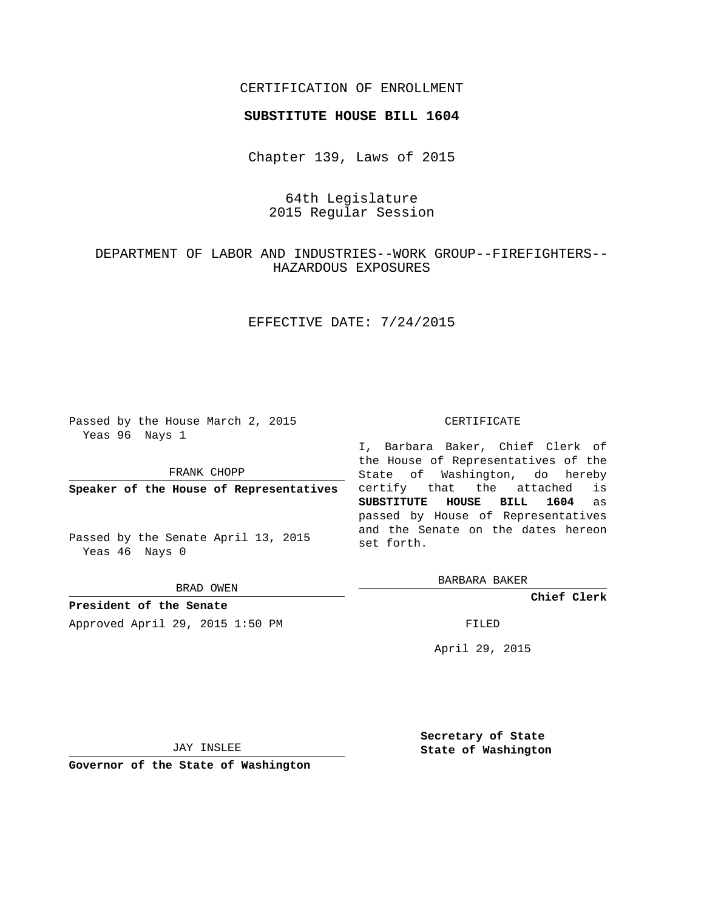CERTIFICATION OF ENROLLMENT

**SUBSTITUTE HOUSE BILL 1604**

Chapter 139, Laws of 2015

64th Legislature
2015 Regular Session

DEPARTMENT OF LABOR AND INDUSTRIES--WORK GROUP--FIREFIGHTERS--HAZARDOUS EXPOSURES

EFFECTIVE DATE: 7/24/2015

Passed by the House March 2, 2015
Yeas 96 Nays 1

FRANK CHOPP

**Speaker of the House of Representatives**

Passed by the Senate April 13, 2015
Yeas 46 Nays 0

BRAD OWEN

**President of the Senate**

Approved April 29, 2015 1:50 PM

JAY INSLEE

**Governor of the State of Washington**

CERTIFICATE

I, Barbara Baker, Chief Clerk of the House of Representatives of the State of Washington, do hereby certify that the attached is **SUBSTITUTE HOUSE BILL 1604** as passed by House of Representatives and the Senate on the dates hereon set forth.

BARBARA BAKER

**Chief Clerk**

FILED

April 29, 2015

**Secretary of State**
**State of Washington**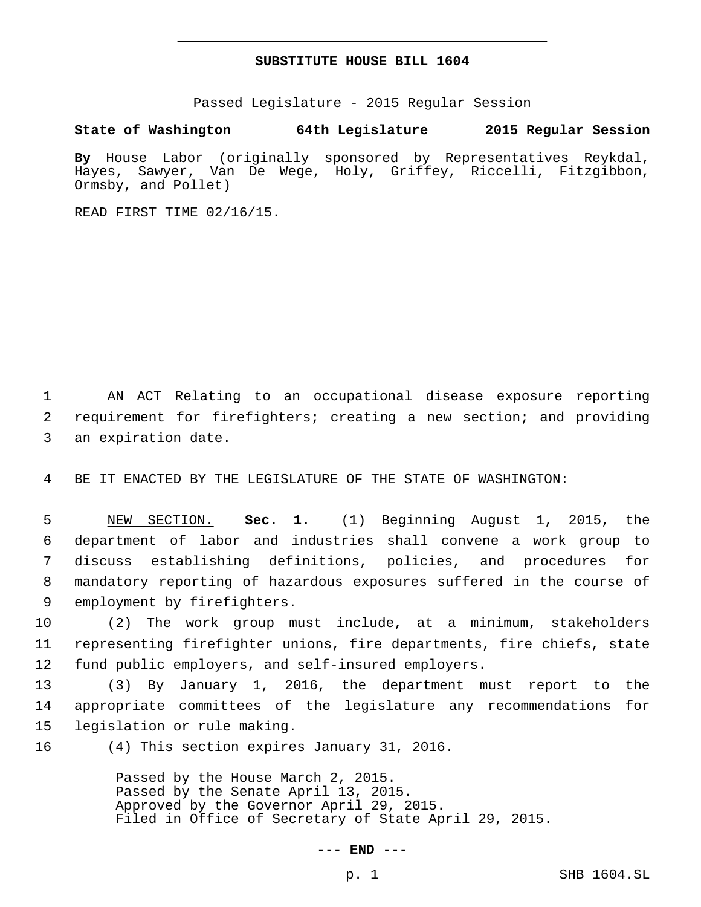# SUBSTITUTE HOUSE BILL 1604

Passed Legislature - 2015 Regular Session

**State of Washington 64th Legislature 2015 Regular Session**

**By** House Labor (originally sponsored by Representatives Reykdal, Hayes, Sawyer, Van De Wege, Holy, Griffey, Riccelli, Fitzgibbon, Ormsby, and Pollet)

READ FIRST TIME 02/16/15.

AN ACT Relating to an occupational disease exposure reporting requirement for firefighters; creating a new section; and providing an expiration date.

BE IT ENACTED BY THE LEGISLATURE OF THE STATE OF WASHINGTON:

NEW SECTION. **Sec. 1.** (1) Beginning August 1, 2015, the department of labor and industries shall convene a work group to discuss establishing definitions, policies, and procedures for mandatory reporting of hazardous exposures suffered in the course of employment by firefighters.

(2) The work group must include, at a minimum, stakeholders representing firefighter unions, fire departments, fire chiefs, state fund public employers, and self-insured employers.

(3) By January 1, 2016, the department must report to the appropriate committees of the legislature any recommendations for legislation or rule making.

(4) This section expires January 31, 2016.

Passed by the House March 2, 2015.
Passed by the Senate April 13, 2015.
Approved by the Governor April 29, 2015.
Filed in Office of Secretary of State April 29, 2015.

**--- END ---**